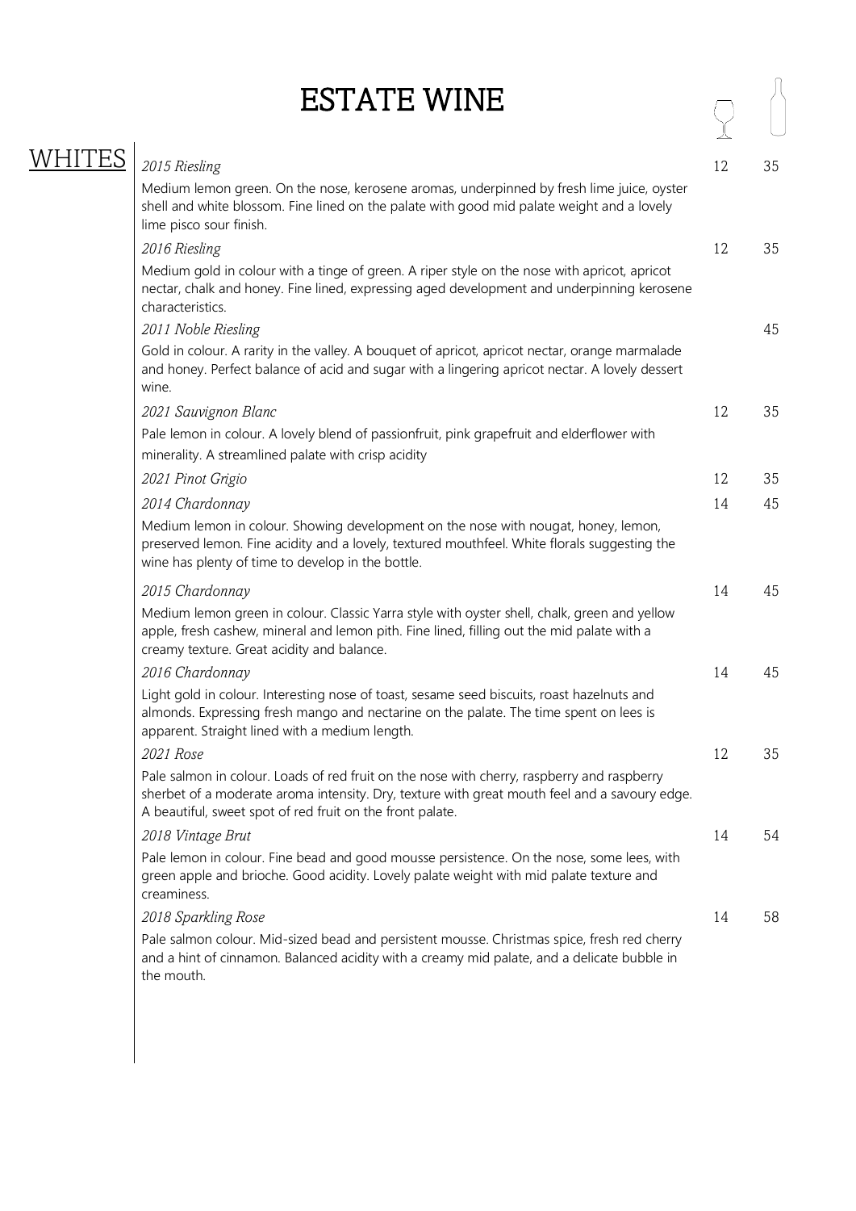# ESTATE WINE

## WHITES

| Wine | Glass | Bottle |
|---|---|---|
| *2015 Riesling*<br>Medium lemon green. On the nose, kerosene aromas, underpinned by fresh lime juice, oyster shell and white blossom. Fine lined on the palate with good mid palate weight and a lovely lime pisco sour finish. | 12 | 35 |
| *2016 Riesling*<br>Medium gold in colour with a tinge of green. A riper style on the nose with apricot, apricot nectar, chalk and honey. Fine lined, expressing aged development and underpinning kerosene characteristics. | 12 | 35 |
| *2011 Noble Riesling*<br>Gold in colour. A rarity in the valley. A bouquet of apricot, apricot nectar, orange marmalade and honey. Perfect balance of acid and sugar with a lingering apricot nectar. A lovely dessert wine. | | 45 |
| *2021 Sauvignon Blanc*<br>Pale lemon in colour. A lovely blend of passionfruit, pink grapefruit and elderflower with minerality. A streamlined palate with crisp acidity | 12 | 35 |
| *2021 Pinot Grigio* | 12 | 35 |
| *2014 Chardonnay*<br>Medium lemon in colour. Showing development on the nose with nougat, honey, lemon, preserved lemon. Fine acidity and a lovely, textured mouthfeel. White florals suggesting the wine has plenty of time to develop in the bottle. | 14 | 45 |
| *2015 Chardonnay*<br>Medium lemon green in colour. Classic Yarra style with oyster shell, chalk, green and yellow apple, fresh cashew, mineral and lemon pith. Fine lined, filling out the mid palate with a creamy texture. Great acidity and balance. | 14 | 45 |
| *2016 Chardonnay*<br>Light gold in colour. Interesting nose of toast, sesame seed biscuits, roast hazelnuts and almonds. Expressing fresh mango and nectarine on the palate. The time spent on lees is apparent. Straight lined with a medium length. | 14 | 45 |
| *2021 Rose*<br>Pale salmon in colour. Loads of red fruit on the nose with cherry, raspberry and raspberry sherbet of a moderate aroma intensity. Dry, texture with great mouth feel and a savoury edge. A beautiful, sweet spot of red fruit on the front palate. | 12 | 35 |
| *2018 Vintage Brut*<br>Pale lemon in colour. Fine bead and good mousse persistence. On the nose, some lees, with green apple and brioche. Good acidity. Lovely palate weight with mid palate texture and creaminess. | 14 | 54 |
| *2018 Sparkling Rose*<br>Pale salmon colour. Mid-sized bead and persistent mousse. Christmas spice, fresh red cherry and a hint of cinnamon. Balanced acidity with a creamy mid palate, and a delicate bubble in the mouth. | 14 | 58 |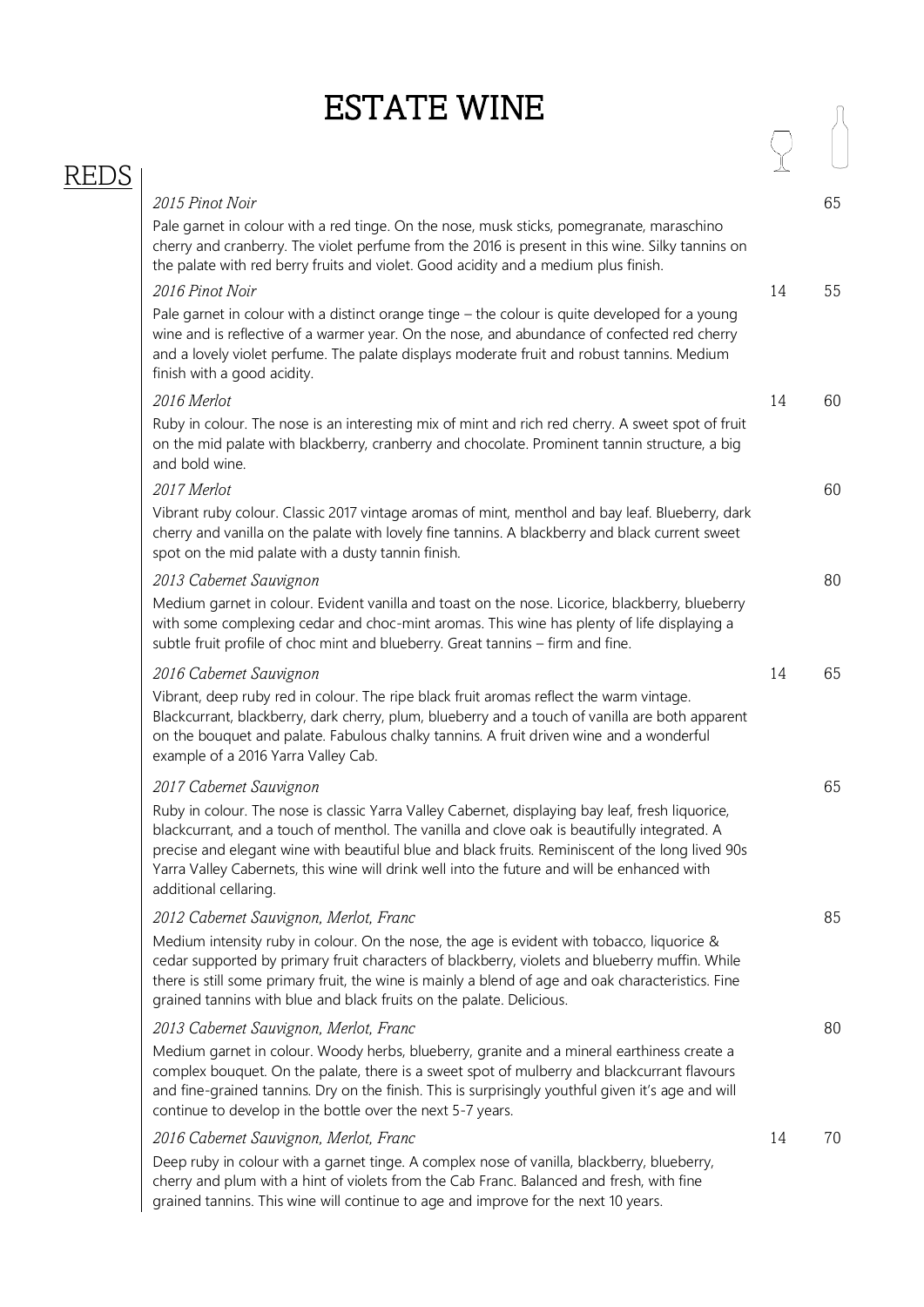# ESTATE WINE

## REDS

| | Glass | Bottle |
|---|---|---|
| *2015 Pinot Noir*<br>Pale garnet in colour with a red tinge. On the nose, musk sticks, pomegranate, maraschino cherry and cranberry. The violet perfume from the 2016 is present in this wine. Silky tannins on the palate with red berry fruits and violet. Good acidity and a medium plus finish. | | 65 |
| *2016 Pinot Noir*<br>Pale garnet in colour with a distinct orange tinge – the colour is quite developed for a young wine and is reflective of a warmer year. On the nose, and abundance of confected red cherry and a lovely violet perfume. The palate displays moderate fruit and robust tannins. Medium finish with a good acidity. | 14 | 55 |
| *2016 Merlot*<br>Ruby in colour. The nose is an interesting mix of mint and rich red cherry. A sweet spot of fruit on the mid palate with blackberry, cranberry and chocolate. Prominent tannin structure, a big and bold wine. | 14 | 60 |
| *2017 Merlot*<br>Vibrant ruby colour. Classic 2017 vintage aromas of mint, menthol and bay leaf. Blueberry, dark cherry and vanilla on the palate with lovely fine tannins. A blackberry and black current sweet spot on the mid palate with a dusty tannin finish. | | 60 |
| *2013 Cabernet Sauvignon*<br>Medium garnet in colour. Evident vanilla and toast on the nose. Licorice, blackberry, blueberry with some complexing cedar and choc-mint aromas. This wine has plenty of life displaying a subtle fruit profile of choc mint and blueberry. Great tannins – firm and fine. | | 80 |
| *2016 Cabernet Sauvignon*<br>Vibrant, deep ruby red in colour. The ripe black fruit aromas reflect the warm vintage. Blackcurrant, blackberry, dark cherry, plum, blueberry and a touch of vanilla are both apparent on the bouquet and palate. Fabulous chalky tannins. A fruit driven wine and a wonderful example of a 2016 Yarra Valley Cab. | 14 | 65 |
| *2017 Cabernet Sauvignon*<br>Ruby in colour. The nose is classic Yarra Valley Cabernet, displaying bay leaf, fresh liquorice, blackcurrant, and a touch of menthol. The vanilla and clove oak is beautifully integrated. A precise and elegant wine with beautiful blue and black fruits. Reminiscent of the long lived 90s Yarra Valley Cabernets, this wine will drink well into the future and will be enhanced with additional cellaring. | | 65 |
| *2012 Cabernet Sauvignon, Merlot, Franc*<br>Medium intensity ruby in colour. On the nose, the age is evident with tobacco, liquorice & cedar supported by primary fruit characters of blackberry, violets and blueberry muffin. While there is still some primary fruit, the wine is mainly a blend of age and oak characteristics. Fine grained tannins with blue and black fruits on the palate. Delicious. | | 85 |
| *2013 Cabernet Sauvignon, Merlot, Franc*<br>Medium garnet in colour. Woody herbs, blueberry, granite and a mineral earthiness create a complex bouquet. On the palate, there is a sweet spot of mulberry and blackcurrant flavours and fine-grained tannins. Dry on the finish. This is surprisingly youthful given it's age and will continue to develop in the bottle over the next 5-7 years. | | 80 |
| *2016 Cabernet Sauvignon, Merlot, Franc*<br>Deep ruby in colour with a garnet tinge. A complex nose of vanilla, blackberry, blueberry, cherry and plum with a hint of violets from the Cab Franc. Balanced and fresh, with fine grained tannins. This wine will continue to age and improve for the next 10 years. | 14 | 70 |